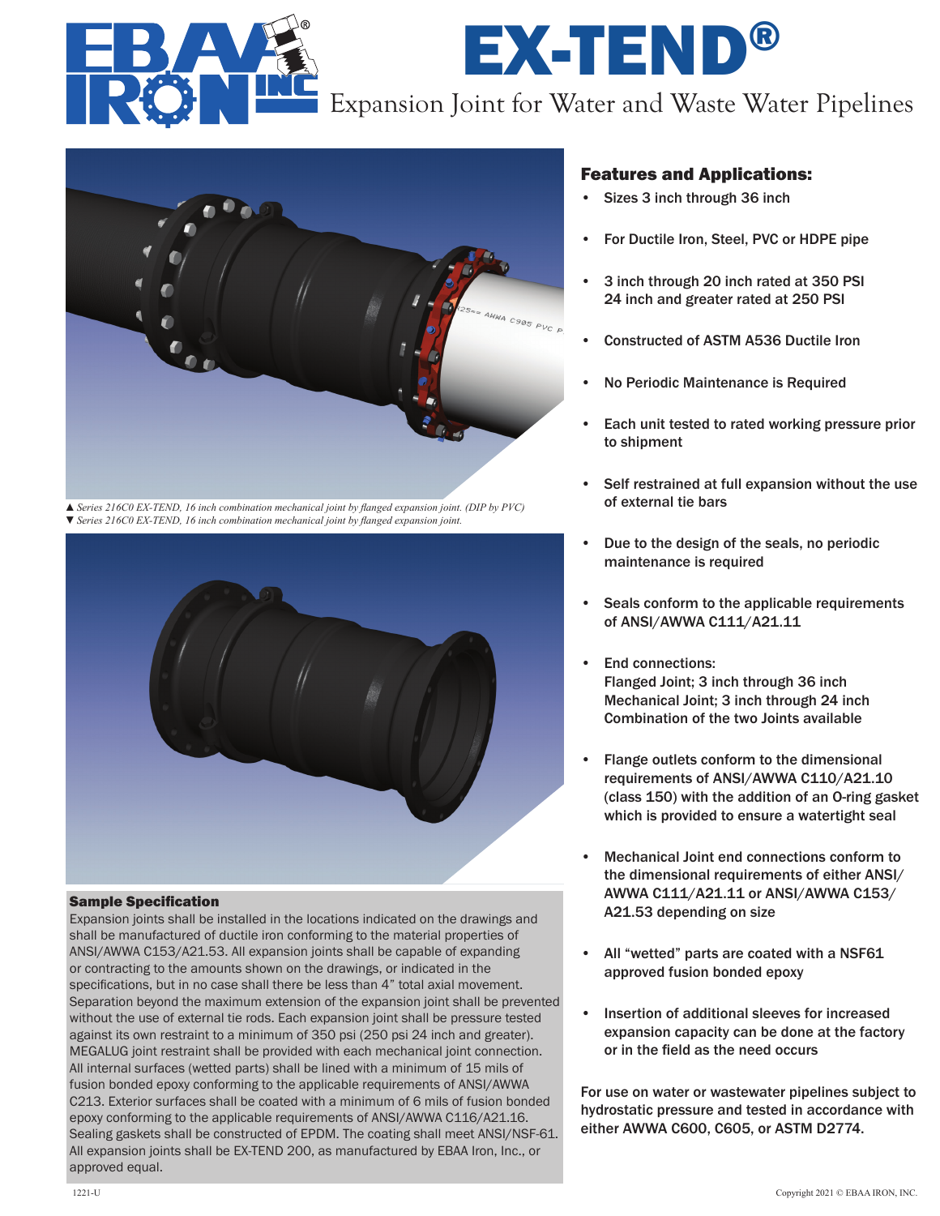# EX-TEND®

## Expansion Joint for Water and Waste Water Pipelines

▲ *Series 216C0 EX-TEND, 16 inch combination mechanical joint by flanged expansion joint. (DIP by PVC)*
▼ *Series 216C0 EX-TEND, 16 inch combination mechanical joint by flanged expansion joint.*

### Sample Specification

Expansion joints shall be installed in the locations indicated on the drawings and shall be manufactured of ductile iron conforming to the material properties of ANSI/AWWA C153/A21.53. All expansion joints shall be capable of expanding or contracting to the amounts shown on the drawings, or indicated in the specifications, but in no case shall there be less than 4" total axial movement. Separation beyond the maximum extension of the expansion joint shall be prevented without the use of external tie rods. Each expansion joint shall be pressure tested against its own restraint to a minimum of 350 psi (250 psi 24 inch and greater). MEGALUG joint restraint shall be provided with each mechanical joint connection. All internal surfaces (wetted parts) shall be lined with a minimum of 15 mils of fusion bonded epoxy conforming to the applicable requirements of ANSI/AWWA C213. Exterior surfaces shall be coated with a minimum of 6 mils of fusion bonded epoxy conforming to the applicable requirements of ANSI/AWWA C116/A21.16. Sealing gaskets shall be constructed of EPDM. The coating shall meet ANSI/NSF-61. All expansion joints shall be EX-TEND 200, as manufactured by EBAA Iron, Inc., or approved equal.

### Features and Applications:

- Sizes 3 inch through 36 inch
- For Ductile Iron, Steel, PVC or HDPE pipe
- 3 inch through 20 inch rated at 350 PSI
  24 inch and greater rated at 250 PSI
- Constructed of ASTM A536 Ductile Iron
- No Periodic Maintenance is Required
- Each unit tested to rated working pressure prior to shipment
- Self restrained at full expansion without the use of external tie bars
- Due to the design of the seals, no periodic maintenance is required
- Seals conform to the applicable requirements of ANSI/AWWA C111/A21.11
- End connections:
  Flanged Joint; 3 inch through 36 inch
  Mechanical Joint; 3 inch through 24 inch
  Combination of the two Joints available
- Flange outlets conform to the dimensional requirements of ANSI/AWWA C110/A21.10 (class 150) with the addition of an O-ring gasket which is provided to ensure a watertight seal
- Mechanical Joint end connections conform to the dimensional requirements of either ANSI/AWWA C111/A21.11 or ANSI/AWWA C153/A21.53 depending on size
- All "wetted" parts are coated with a NSF61 approved fusion bonded epoxy
- Insertion of additional sleeves for increased expansion capacity can be done at the factory or in the field as the need occurs

For use on water or wastewater pipelines subject to hydrostatic pressure and tested in accordance with either AWWA C600, C605, or ASTM D2774.

1221-U

Copyright 2021 © EBAA IRON, INC.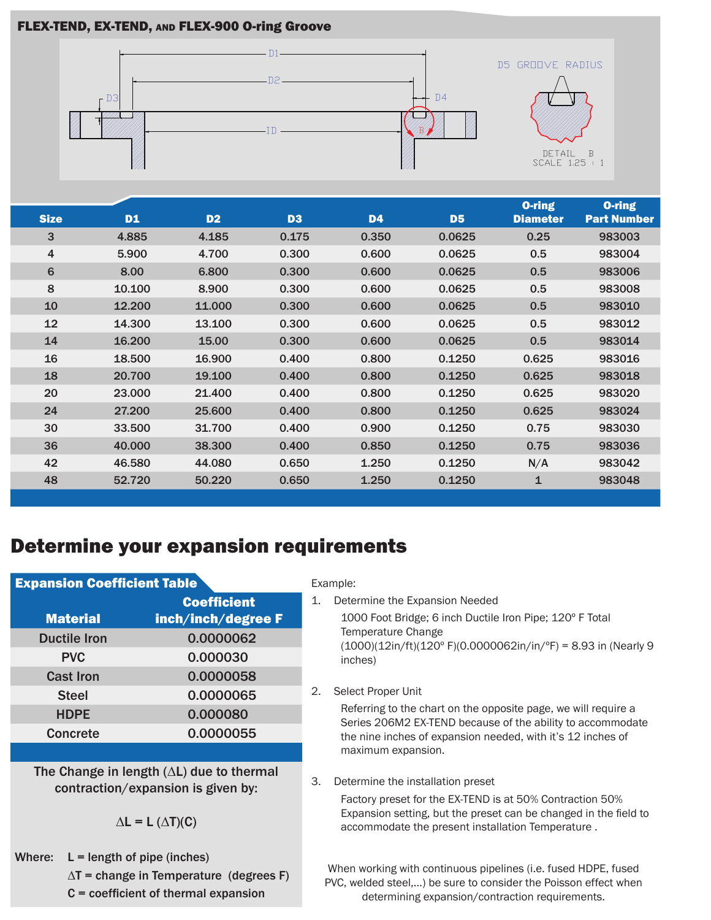## FLEX-TEND, EX-TEND, AND FLEX-900 O-ring Groove

| Size | D1 | D2 | D3 | D4 | D5 | O-ring Diameter | O-ring Part Number |
|---|---|---|---|---|---|---|---|
| 3 | 4.885 | 4.185 | 0.175 | 0.350 | 0.0625 | 0.25 | 983003 |
| 4 | 5.900 | 4.700 | 0.300 | 0.600 | 0.0625 | 0.5 | 983004 |
| 6 | 8.00 | 6.800 | 0.300 | 0.600 | 0.0625 | 0.5 | 983006 |
| 8 | 10.100 | 8.900 | 0.300 | 0.600 | 0.0625 | 0.5 | 983008 |
| 10 | 12.200 | 11.000 | 0.300 | 0.600 | 0.0625 | 0.5 | 983010 |
| 12 | 14.300 | 13.100 | 0.300 | 0.600 | 0.0625 | 0.5 | 983012 |
| 14 | 16.200 | 15.00 | 0.300 | 0.600 | 0.0625 | 0.5 | 983014 |
| 16 | 18.500 | 16.900 | 0.400 | 0.800 | 0.1250 | 0.625 | 983016 |
| 18 | 20.700 | 19.100 | 0.400 | 0.800 | 0.1250 | 0.625 | 983018 |
| 20 | 23.000 | 21.400 | 0.400 | 0.800 | 0.1250 | 0.625 | 983020 |
| 24 | 27.200 | 25.600 | 0.400 | 0.800 | 0.1250 | 0.625 | 983024 |
| 30 | 33.500 | 31.700 | 0.400 | 0.900 | 0.1250 | 0.75 | 983030 |
| 36 | 40.000 | 38.300 | 0.400 | 0.850 | 0.1250 | 0.75 | 983036 |
| 42 | 46.580 | 44.080 | 0.650 | 1.250 | 0.1250 | N/A | 983042 |
| 48 | 52.720 | 50.220 | 0.650 | 1.250 | 0.1250 | 1 | 983048 |

# Determine your expansion requirements

**Expansion Coefficient Table**

| Material | Coefficient inch/inch/degree F |
|---|---|
| Ductile Iron | 0.0000062 |
| PVC | 0.000030 |
| Cast Iron | 0.0000058 |
| Steel | 0.0000065 |
| HDPE | 0.000080 |
| Concrete | 0.0000055 |

The Change in length ($\Delta$L) due to thermal contraction/expansion is given by:

$$\Delta L = L(\Delta T)(C)$$

Where: L = length of pipe (inches)
$\Delta$T = change in Temperature (degrees F)
C = coefficient of thermal expansion

Example:

1. Determine the Expansion Needed

   1000 Foot Bridge; 6 inch Ductile Iron Pipe; 120° F Total Temperature Change
   (1000)(12in/ft)(120° F)(0.0000062in/in/°F) = 8.93 in (Nearly 9 inches)

2. Select Proper Unit

   Referring to the chart on the opposite page, we will require a Series 206M2 EX-TEND because of the ability to accommodate the nine inches of expansion needed, with it's 12 inches of maximum expansion.

3. Determine the installation preset

   Factory preset for the EX-TEND is at 50% Contraction 50% Expansion setting, but the preset can be changed in the field to accommodate the present installation Temperature .

When working with continuous pipelines (i.e. fused HDPE, fused PVC, welded steel,...) be sure to consider the Poisson effect when determining expansion/contraction requirements.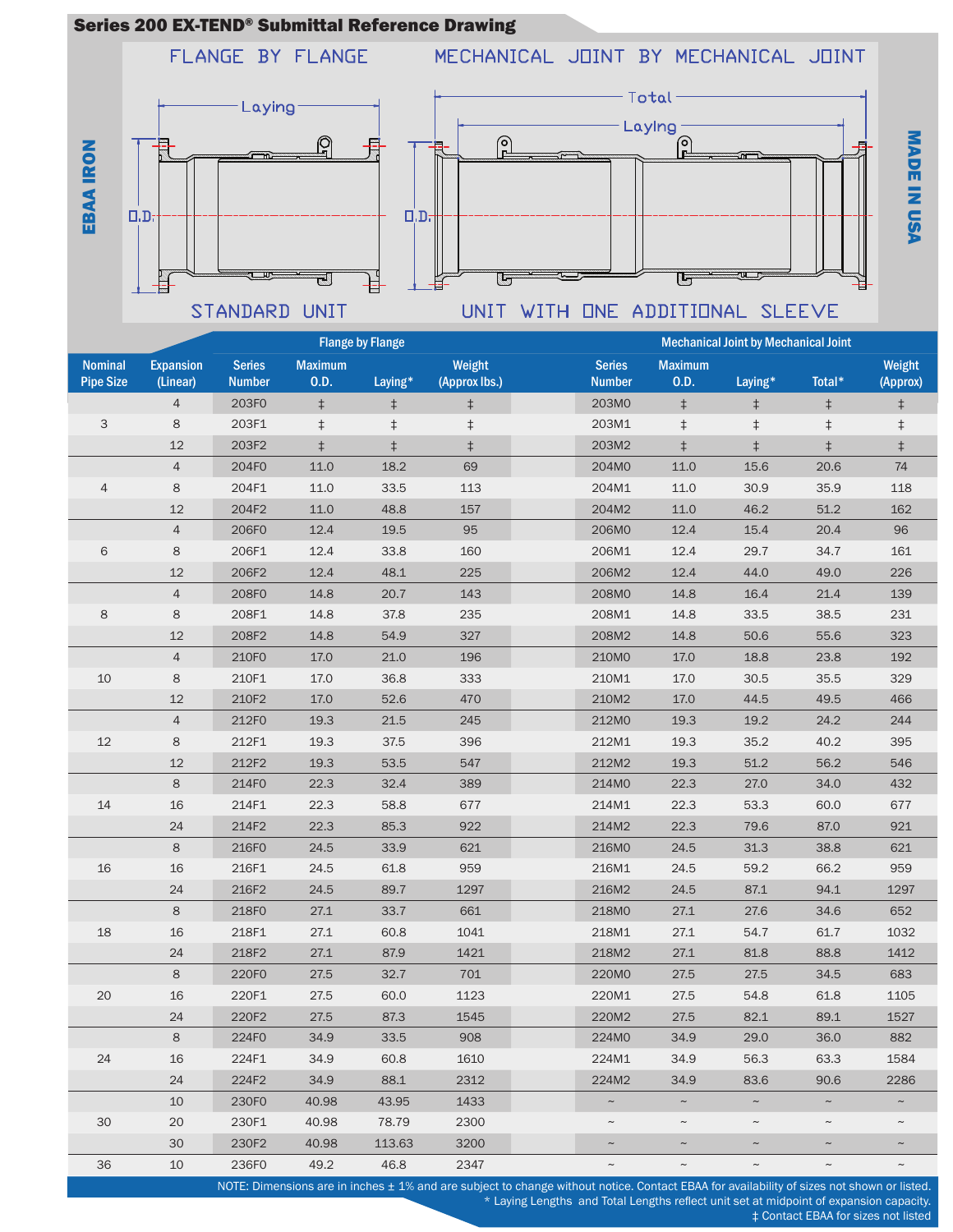## Series 200 EX-TEND® Submittal Reference Drawing

FLANGE BY FLANGE — STANDARD UNIT

MECHANICAL JOINT BY MECHANICAL JOINT — UNIT WITH ONE ADDITIONAL SLEEVE

EBAA IRON

MADE IN USA

| Nominal Pipe Size | Expansion (Linear) | Flange by Flange Series Number | Maximum O.D. | Laying* | Weight (Approx lbs.) | Mechanical Joint by Mechanical Joint Series Number | Maximum O.D. | Laying* | Total* | Weight (Approx) |
|---|---|---|---|---|---|---|---|---|---|---|
| 3 | 4 | 203F0 | ‡ | ‡ | ‡ | 203M0 | ‡ | ‡ | ‡ | ‡ |
| | 8 | 203F1 | ‡ | ‡ | ‡ | 203M1 | ‡ | ‡ | ‡ | ‡ |
| | 12 | 203F2 | ‡ | ‡ | ‡ | 203M2 | ‡ | ‡ | ‡ | ‡ |
| 4 | 4 | 204F0 | 11.0 | 18.2 | 69 | 204M0 | 11.0 | 15.6 | 20.6 | 74 |
| | 8 | 204F1 | 11.0 | 33.5 | 113 | 204M1 | 11.0 | 30.9 | 35.9 | 118 |
| | 12 | 204F2 | 11.0 | 48.8 | 157 | 204M2 | 11.0 | 46.2 | 51.2 | 162 |
| 6 | 4 | 206F0 | 12.4 | 19.5 | 95 | 206M0 | 12.4 | 15.4 | 20.4 | 96 |
| | 8 | 206F1 | 12.4 | 33.8 | 160 | 206M1 | 12.4 | 29.7 | 34.7 | 161 |
| | 12 | 206F2 | 12.4 | 48.1 | 225 | 206M2 | 12.4 | 44.0 | 49.0 | 226 |
| 8 | 4 | 208F0 | 14.8 | 20.7 | 143 | 208M0 | 14.8 | 16.4 | 21.4 | 139 |
| | 8 | 208F1 | 14.8 | 37.8 | 235 | 208M1 | 14.8 | 33.5 | 38.5 | 231 |
| | 12 | 208F2 | 14.8 | 54.9 | 327 | 208M2 | 14.8 | 50.6 | 55.6 | 323 |
| 10 | 4 | 210F0 | 17.0 | 21.0 | 196 | 210M0 | 17.0 | 18.8 | 23.8 | 192 |
| | 8 | 210F1 | 17.0 | 36.8 | 333 | 210M1 | 17.0 | 30.5 | 35.5 | 329 |
| | 12 | 210F2 | 17.0 | 52.6 | 470 | 210M2 | 17.0 | 44.5 | 49.5 | 466 |
| 12 | 4 | 212F0 | 19.3 | 21.5 | 245 | 212M0 | 19.3 | 19.2 | 24.2 | 244 |
| | 8 | 212F1 | 19.3 | 37.5 | 396 | 212M1 | 19.3 | 35.2 | 40.2 | 395 |
| | 12 | 212F2 | 19.3 | 53.5 | 547 | 212M2 | 19.3 | 51.2 | 56.2 | 546 |
| 14 | 8 | 214F0 | 22.3 | 32.4 | 389 | 214M0 | 22.3 | 27.0 | 34.0 | 432 |
| | 16 | 214F1 | 22.3 | 58.8 | 677 | 214M1 | 22.3 | 53.3 | 60.0 | 677 |
| | 24 | 214F2 | 22.3 | 85.3 | 922 | 214M2 | 22.3 | 79.6 | 87.0 | 921 |
| 16 | 8 | 216F0 | 24.5 | 33.9 | 621 | 216M0 | 24.5 | 31.3 | 38.8 | 621 |
| | 16 | 216F1 | 24.5 | 61.8 | 959 | 216M1 | 24.5 | 59.2 | 66.2 | 959 |
| | 24 | 216F2 | 24.5 | 89.7 | 1297 | 216M2 | 24.5 | 87.1 | 94.1 | 1297 |
| 18 | 8 | 218F0 | 27.1 | 33.7 | 661 | 218M0 | 27.1 | 27.6 | 34.6 | 652 |
| | 16 | 218F1 | 27.1 | 60.8 | 1041 | 218M1 | 27.1 | 54.7 | 61.7 | 1032 |
| | 24 | 218F2 | 27.1 | 87.9 | 1421 | 218M2 | 27.1 | 81.8 | 88.8 | 1412 |
| 20 | 8 | 220F0 | 27.5 | 32.7 | 701 | 220M0 | 27.5 | 27.5 | 34.5 | 683 |
| | 16 | 220F1 | 27.5 | 60.0 | 1123 | 220M1 | 27.5 | 54.8 | 61.8 | 1105 |
| | 24 | 220F2 | 27.5 | 87.3 | 1545 | 220M2 | 27.5 | 82.1 | 89.1 | 1527 |
| 24 | 8 | 224F0 | 34.9 | 33.5 | 908 | 224M0 | 34.9 | 29.0 | 36.0 | 882 |
| | 16 | 224F1 | 34.9 | 60.8 | 1610 | 224M1 | 34.9 | 56.3 | 63.3 | 1584 |
| | 24 | 224F2 | 34.9 | 88.1 | 2312 | 224M2 | 34.9 | 83.6 | 90.6 | 2286 |
| 30 | 10 | 230F0 | 40.98 | 43.95 | 1433 | ~ | ~ | ~ | ~ | ~ |
| | 20 | 230F1 | 40.98 | 78.79 | 2300 | ~ | ~ | ~ | ~ | ~ |
| | 30 | 230F2 | 40.98 | 113.63 | 3200 | ~ | ~ | ~ | ~ | ~ |
| 36 | 10 | 236F0 | 49.2 | 46.8 | 2347 | ~ | ~ | ~ | ~ | ~ |

NOTE: Dimensions are in inches ± 1% and are subject to change without notice. Contact EBAA for availability of sizes not shown or listed.
* Laying Lengths and Total Lengths reflect unit set at midpoint of expansion capacity.
‡ Contact EBAA for sizes not listed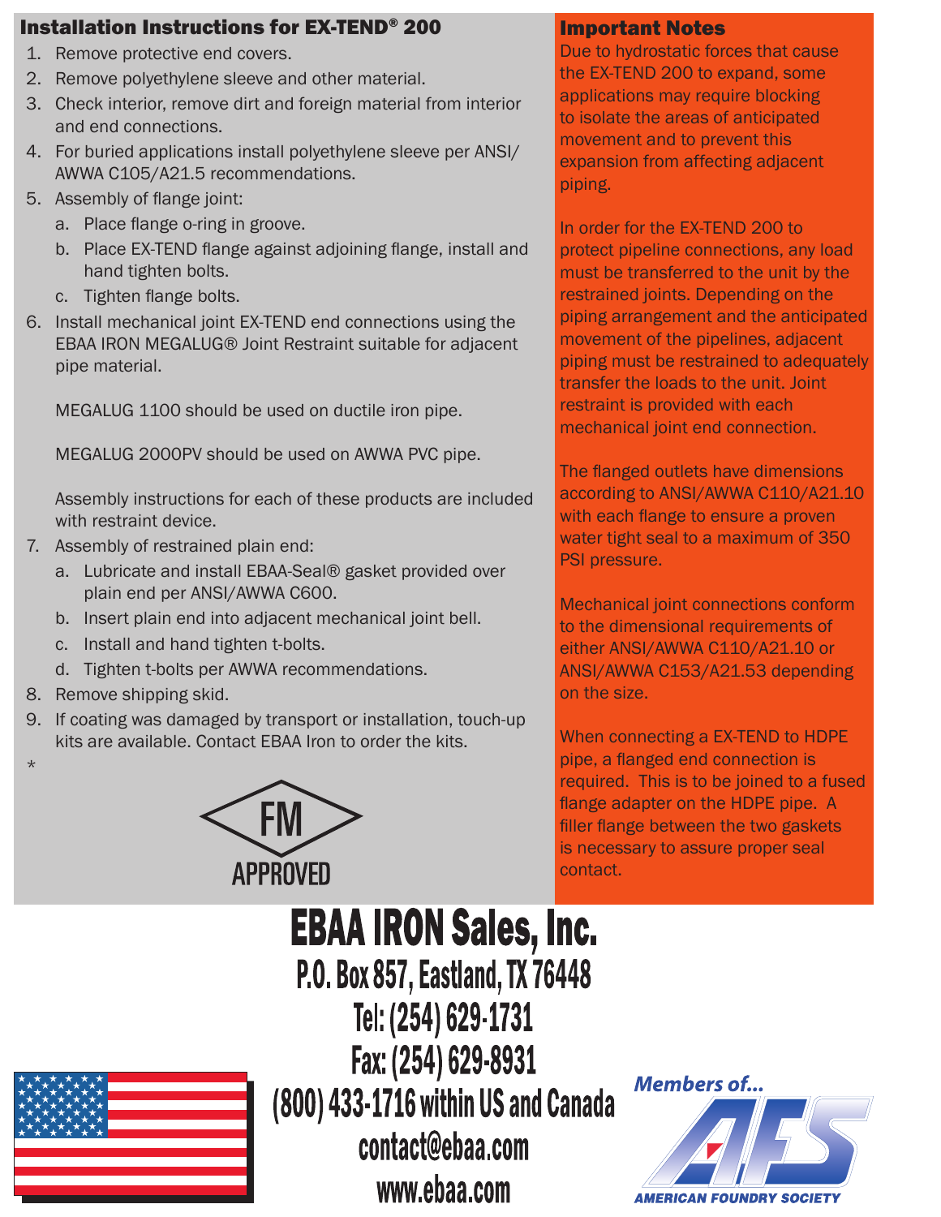## Installation Instructions for EX-TEND® 200

1. Remove protective end covers.
2. Remove polyethylene sleeve and other material.
3. Check interior, remove dirt and foreign material from interior and end connections.
4. For buried applications install polyethylene sleeve per ANSI/AWWA C105/A21.5 recommendations.
5. Assembly of flange joint:
   a. Place flange o-ring in groove.
   b. Place EX-TEND flange against adjoining flange, install and hand tighten bolts.
   c. Tighten flange bolts.
6. Install mechanical joint EX-TEND end connections using the EBAA IRON MEGALUG® Joint Restraint suitable for adjacent pipe material.

   MEGALUG 1100 should be used on ductile iron pipe.

   MEGALUG 2000PV should be used on AWWA PVC pipe.

   Assembly instructions for each of these products are included with restraint device.
7. Assembly of restrained plain end:
   a. Lubricate and install EBAA-Seal® gasket provided over plain end per ANSI/AWWA C600.
   b. Insert plain end into adjacent mechanical joint bell.
   c. Install and hand tighten t-bolts.
   d. Tighten t-bolts per AWWA recommendations.
8. Remove shipping skid.
9. If coating was damaged by transport or installation, touch-up kits are available. Contact EBAA Iron to order the kits.

*

FM APPROVED

## Important Notes

Due to hydrostatic forces that cause the EX-TEND 200 to expand, some applications may require blocking to isolate the areas of anticipated movement and to prevent this expansion from affecting adjacent piping.

In order for the EX-TEND 200 to protect pipeline connections, any load must be transferred to the unit by the restrained joints. Depending on the piping arrangement and the anticipated movement of the pipelines, adjacent piping must be restrained to adequately transfer the loads to the unit. Joint restraint is provided with each mechanical joint end connection.

The flanged outlets have dimensions according to ANSI/AWWA C110/A21.10 with each flange to ensure a proven water tight seal to a maximum of 350 PSI pressure.

Mechanical joint connections conform to the dimensional requirements of either ANSI/AWWA C110/A21.10 or ANSI/AWWA C153/A21.53 depending on the size.

When connecting a EX-TEND to HDPE pipe, a flanged end connection is required. This is to be joined to a fused flange adapter on the HDPE pipe. A filler flange between the two gaskets is necessary to assure proper seal contact.

# EBAA IRON Sales, Inc.

P.O. Box 857, Eastland, TX 76448
Tel: (254) 629-1731
Fax: (254) 629-8931
(800) 433-1716 within US and Canada
contact@ebaa.com
www.ebaa.com

Members of...
AFS
AMERICAN FOUNDRY SOCIETY